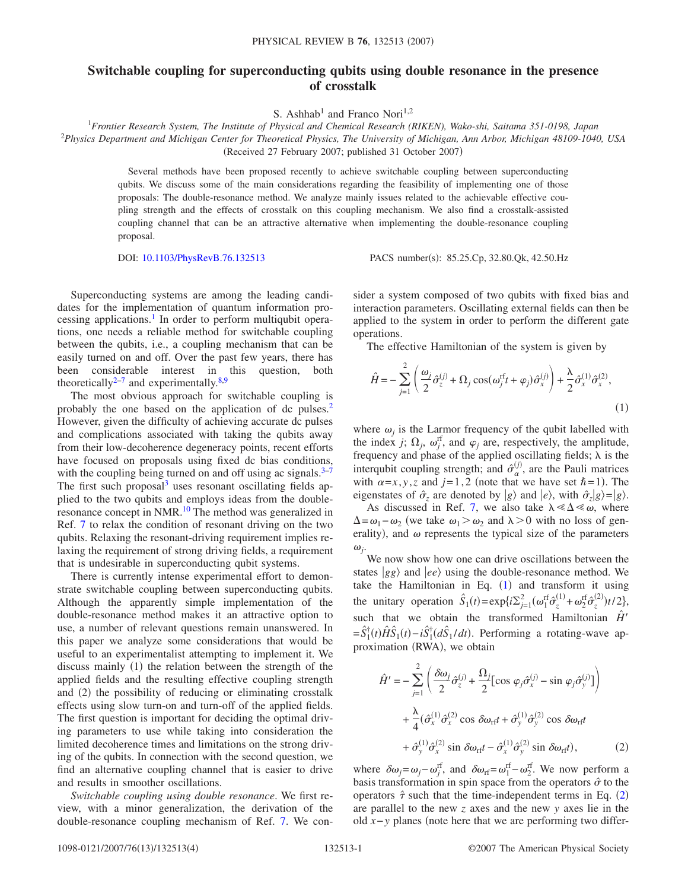# Switchable coupling for superconducting qubits using double resonance in the presence of crosstalk

S. Ashhab[1] and Franco Nori[1,2]

[1]*Frontier Research System, The Institute of Physical and Chemical Research (RIKEN), Wako-shi, Saitama 351-0198, Japan*
[2]*Physics Department and Michigan Center for Theoretical Physics, The University of Michigan, Ann Arbor, Michigan 48109-1040, USA*

(Received 27 February 2007; published 31 October 2007)

Several methods have been proposed recently to achieve switchable coupling between superconducting qubits. We discuss some of the main considerations regarding the feasibility of implementing one of those proposals: The double-resonance method. We analyze mainly issues related to the achievable effective coupling strength and the effects of crosstalk on this coupling mechanism. We also find a crosstalk-assisted coupling channel that can be an attractive alternative when implementing the double-resonance coupling proposal.

DOI: 10.1103/PhysRevB.76.132513 PACS number(s): 85.25.Cp, 32.80.Qk, 42.50.Hz

Superconducting systems are among the leading candidates for the implementation of quantum information processing applications.[1] In order to perform multiqubit operations, one needs a reliable method for switchable coupling between the qubits, i.e., a coupling mechanism that can be easily turned on and off. Over the past few years, there has been considerable interest in this question, both theoretically[2–7] and experimentally.[8,9]

The most obvious approach for switchable coupling is probably the one based on the application of dc pulses.[2] However, given the difficulty of achieving accurate dc pulses and complications associated with taking the qubits away from their low-decoherence degeneracy points, recent efforts have focused on proposals using fixed dc bias conditions, with the coupling being turned on and off using ac signals.[3–7] The first such proposal[3] uses resonant oscillating fields applied to the two qubits and employs ideas from the double-resonance concept in NMR.[10] The method was generalized in Ref. 7 to relax the condition of resonant driving on the two qubits. Relaxing the resonant-driving requirement implies relaxing the requirement of strong driving fields, a requirement that is undesirable in superconducting qubit systems.

There is currently intense experimental effort to demonstrate switchable coupling between superconducting qubits. Although the apparently simple implementation of the double-resonance method makes it an attractive option to use, a number of relevant questions remain unanswered. In this paper we analyze some considerations that would be useful to an experimentalist attempting to implement it. We discuss mainly (1) the relation between the strength of the applied fields and the resulting effective coupling strength and (2) the possibility of reducing or eliminating crosstalk effects using slow turn-on and turn-off of the applied fields. The first question is important for deciding the optimal driving parameters to use while taking into consideration the limited decoherence times and limitations on the strong driving of the qubits. In connection with the second question, we find an alternative coupling channel that is easier to drive and results in smoother oscillations.

*Switchable coupling using double resonance.* We first review, with a minor generalization, the derivation of the double-resonance coupling mechanism of Ref. 7. We consider a system composed of two qubits with fixed bias and interaction parameters. Oscillating external fields can then be applied to the system in order to perform the different gate operations.

The effective Hamiltonian of the system is given by

$$\hat{H} = -\sum_{j=1}^{2}\left(\frac{\omega_j}{2}\hat{\sigma}_z^{(j)} + \Omega_j \cos(\omega_j^{\rm rf} t + \varphi_j)\hat{\sigma}_x^{(j)}\right) + \frac{\lambda}{2}\hat{\sigma}_x^{(1)}\hat{\sigma}_x^{(2)}, \tag{1}$$

where $\omega_j$ is the Larmor frequency of the qubit labelled with the index $j$; $\Omega_j$, $\omega_j^{\rm rf}$, and $\varphi_j$ are, respectively, the amplitude, frequency and phase of the applied oscillating fields; $\lambda$ is the interqubit coupling strength; and $\hat{\sigma}_\alpha^{(j)}$, are the Pauli matrices with $\alpha = x, y, z$ and $j = 1, 2$ (note that we have set $\hbar = 1$). The eigenstates of $\hat{\sigma}_z$ are denoted by $|g\rangle$ and $|e\rangle$, with $\hat{\sigma}_z|g\rangle = |g\rangle$.

As discussed in Ref. 7, we also take $\lambda \ll \Delta \ll \omega$, where $\Delta = \omega_1 - \omega_2$ (we take $\omega_1 > \omega_2$ and $\lambda > 0$ with no loss of generality), and $\omega$ represents the typical size of the parameters $\omega_j$.

We now show how one can drive oscillations between the states $|gg\rangle$ and $|ee\rangle$ using the double-resonance method. We take the Hamiltonian in Eq. (1) and transform it using the unitary operation $\hat{S}_1(t) = \exp\{i\sum_{j=1}^{2}(\omega_1^{\rm rf}\hat{\sigma}_z^{(1)} + \omega_2^{\rm rf}\hat{\sigma}_z^{(2)})t/2\}$, such that we obtain the transformed Hamiltonian $\hat{H}' = \hat{S}_1^\dagger(t)\hat{H}\hat{S}_1(t) - i\hat{S}_1^\dagger(d\hat{S}_1/dt)$. Performing a rotating-wave approximation (RWA), we obtain

$$\begin{aligned}\hat{H}' = &-\sum_{j=1}^{2}\left(\frac{\delta\omega_j}{2}\hat{\sigma}_z^{(j)} + \frac{\Omega_j}{2}[\cos\varphi_j\hat{\sigma}_x^{(j)} - \sin\varphi_j\hat{\sigma}_y^{(j)}]\right) \\ &+ \frac{\lambda}{4}(\hat{\sigma}_x^{(1)}\hat{\sigma}_x^{(2)}\cos\delta\omega_{\rm rf}t + \hat{\sigma}_y^{(1)}\hat{\sigma}_y^{(2)}\cos\delta\omega_{\rm rf}t \\ &+ \hat{\sigma}_y^{(1)}\hat{\sigma}_x^{(2)}\sin\delta\omega_{\rm rf}t - \hat{\sigma}_x^{(1)}\hat{\sigma}_y^{(2)}\sin\delta\omega_{\rm rf}t),\end{aligned} \tag{2}$$

where $\delta\omega_j = \omega_j - \omega_j^{\rm rf}$, and $\delta\omega_{\rm rf} = \omega_1^{\rm rf} - \omega_2^{\rm rf}$. We now perform a basis transformation in spin space from the operators $\hat{\sigma}$ to the operators $\hat{\tau}$ such that the time-independent terms in Eq. (2) are parallel to the new $z$ axes and the new $y$ axes lie in the old $x-y$ planes (note here that we are performing two differ-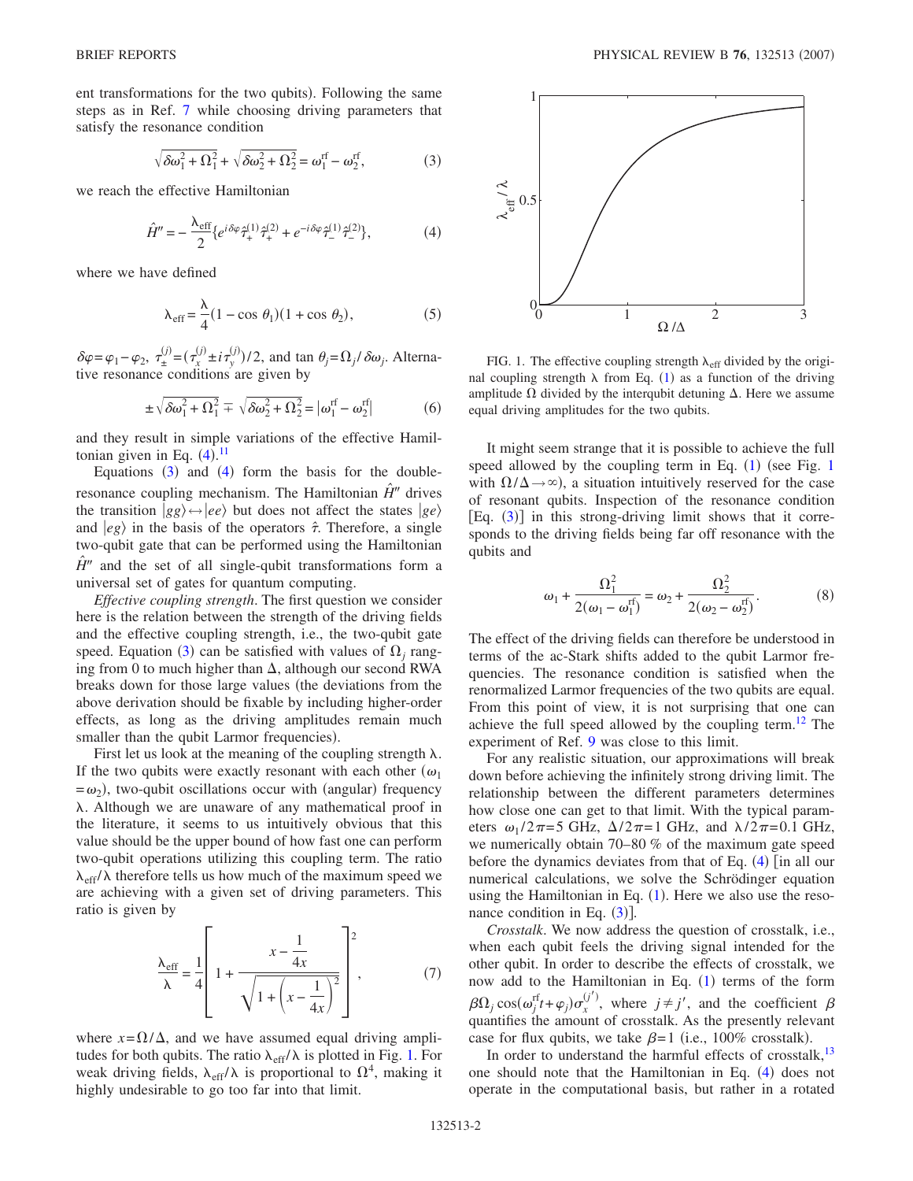ent transformations for the two qubits). Following the same steps as in Ref. 7 while choosing driving parameters that satisfy the resonance condition

$$\sqrt{\delta\omega_1^2+\Omega_1^2}+\sqrt{\delta\omega_2^2+\Omega_2^2}=\omega_1^{\mathrm{rf}}-\omega_2^{\mathrm{rf}}, \tag{3}$$

we reach the effective Hamiltonian

$$\hat{H}''=-\frac{\lambda_{\mathrm{eff}}}{2}\{e^{i\delta\varphi}\hat{\tau}_+^{(1)}\hat{\tau}_+^{(2)}+e^{-i\delta\varphi}\hat{\tau}_-^{(1)}\hat{\tau}_-^{(2)}\}, \tag{4}$$

where we have defined

$$\lambda_{\mathrm{eff}}=\frac{\lambda}{4}(1-\cos\theta_1)(1+\cos\theta_2), \tag{5}$$

$\delta\varphi=\varphi_1-\varphi_2$, $\tau_{\pm}^{(j)}=(\tau_x^{(j)}\pm i\tau_y^{(j)})/2$, and $\tan\theta_j=\Omega_j/\delta\omega_j$. Alternative resonance conditions are given by

$$\pm\sqrt{\delta\omega_1^2+\Omega_1^2}\mp\sqrt{\delta\omega_2^2+\Omega_2^2}=|\omega_1^{\mathrm{rf}}-\omega_2^{\mathrm{rf}}| \tag{6}$$

and they result in simple variations of the effective Hamiltonian given in Eq. (4).[11]

Equations (3) and (4) form the basis for the double-resonance coupling mechanism. The Hamiltonian $\hat{H}''$ drives the transition $|gg\rangle\leftrightarrow|ee\rangle$ but does not affect the states $|ge\rangle$ and $|eg\rangle$ in the basis of the operators $\hat{\tau}$. Therefore, a single two-qubit gate that can be performed using the Hamiltonian $\hat{H}''$ and the set of all single-qubit transformations form a universal set of gates for quantum computing.

*Effective coupling strength*. The first question we consider here is the relation between the strength of the driving fields and the effective coupling strength, i.e., the two-qubit gate speed. Equation (3) can be satisfied with values of $\Omega_j$ ranging from 0 to much higher than $\Delta$, although our second RWA breaks down for those large values (the deviations from the above derivation should be fixable by including higher-order effects, as long as the driving amplitudes remain much smaller than the qubit Larmor frequencies).

First let us look at the meaning of the coupling strength $\lambda$. If the two qubits were exactly resonant with each other ($\omega_1=\omega_2$), two-qubit oscillations occur with (angular) frequency $\lambda$. Although we are unaware of any mathematical proof in the literature, it seems to us intuitively obvious that this value should be the upper bound of how fast one can perform two-qubit operations utilizing this coupling term. The ratio $\lambda_{\mathrm{eff}}/\lambda$ therefore tells us how much of the maximum speed we are achieving with a given set of driving parameters. This ratio is given by

$$\frac{\lambda_{\mathrm{eff}}}{\lambda}=\frac{1}{4}\left[1+\frac{x-\dfrac{1}{4x}}{\sqrt{1+\left(x-\dfrac{1}{4x}\right)^2}}\right]^2, \tag{7}$$

where $x=\Omega/\Delta$, and we have assumed equal driving amplitudes for both qubits. The ratio $\lambda_{\mathrm{eff}}/\lambda$ is plotted in Fig. 1. For weak driving fields, $\lambda_{\mathrm{eff}}/\lambda$ is proportional to $\Omega^4$, making it highly undesirable to go too far into that limit.

FIG. 1. The effective coupling strength $\lambda_{\mathrm{eff}}$ divided by the original coupling strength $\lambda$ from Eq. (1) as a function of the driving amplitude $\Omega$ divided by the interqubit detuning $\Delta$. Here we assume equal driving amplitudes for the two qubits.

It might seem strange that it is possible to achieve the full speed allowed by the coupling term in Eq. (1) (see Fig. 1 with $\Omega/\Delta\to\infty$), a situation intuitively reserved for the case of resonant qubits. Inspection of the resonance condition [Eq. (3)] in this strong-driving limit shows that it corresponds to the driving fields being far off resonance with the qubits and

$$\omega_1+\frac{\Omega_1^2}{2(\omega_1-\omega_1^{\mathrm{rf}})}=\omega_2+\frac{\Omega_2^2}{2(\omega_2-\omega_2^{\mathrm{rf}})}. \tag{8}$$

The effect of the driving fields can therefore be understood in terms of the ac-Stark shifts added to the qubit Larmor frequencies. The resonance condition is satisfied when the renormalized Larmor frequencies of the two qubits are equal. From this point of view, it is not surprising that one can achieve the full speed allowed by the coupling term.[12] The experiment of Ref. 9 was close to this limit.

For any realistic situation, our approximations will break down before achieving the infinitely strong driving limit. The relationship between the different parameters determines how close one can get to that limit. With the typical parameters $\omega_1/2\pi=5$ GHz, $\Delta/2\pi=1$ GHz, and $\lambda/2\pi=0.1$ GHz, we numerically obtain 70–80 % of the maximum gate speed before the dynamics deviates from that of Eq. (4) [in all our numerical calculations, we solve the Schrödinger equation using the Hamiltonian in Eq. (1). Here we also use the resonance condition in Eq. (3)].

*Crosstalk*. We now address the question of crosstalk, i.e., when each qubit feels the driving signal intended for the other qubit. In order to describe the effects of crosstalk, we now add to the Hamiltonian in Eq. (1) terms of the form $\beta\Omega_j\cos(\omega_j^{\mathrm{rf}}t+\varphi_j)\sigma_x^{(j')}$, where $j\neq j'$, and the coefficient $\beta$ quantifies the amount of crosstalk. As the presently relevant case for flux qubits, we take $\beta=1$ (i.e., 100% crosstalk).

In order to understand the harmful effects of crosstalk,[13] one should note that the Hamiltonian in Eq. (4) does not operate in the computational basis, but rather in a rotated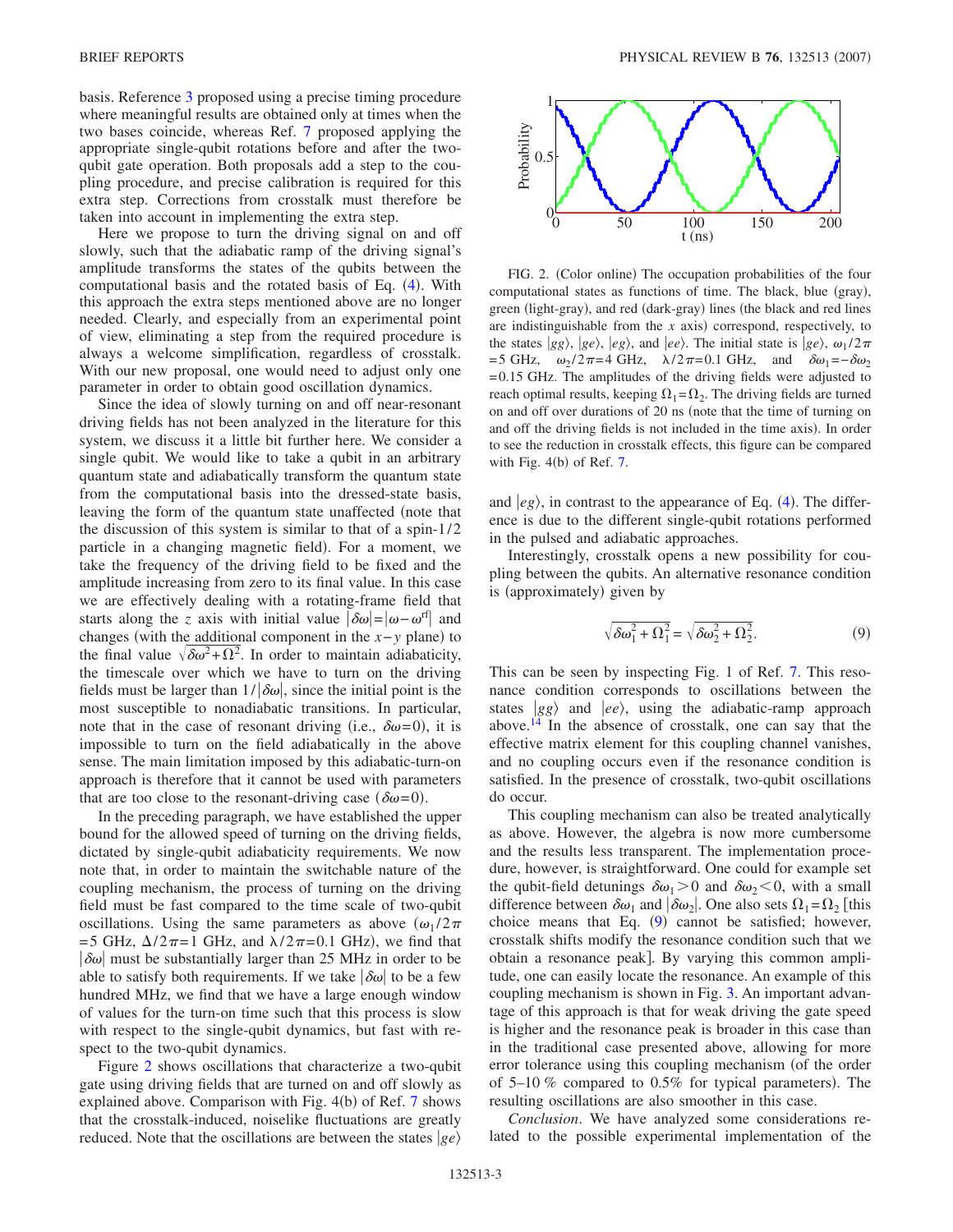basis. Reference 3 proposed using a precise timing procedure where meaningful results are obtained only at times when the two bases coincide, whereas Ref. 7 proposed applying the appropriate single-qubit rotations before and after the two-qubit gate operation. Both proposals add a step to the coupling procedure, and precise calibration is required for this extra step. Corrections from crosstalk must therefore be taken into account in implementing the extra step.

Here we propose to turn the driving signal on and off slowly, such that the adiabatic ramp of the driving signal's amplitude transforms the states of the qubits between the computational basis and the rotated basis of Eq. (4). With this approach the extra steps mentioned above are no longer needed. Clearly, and especially from an experimental point of view, eliminating a step from the required procedure is always a welcome simplification, regardless of crosstalk. With our new proposal, one would need to adjust only one parameter in order to obtain good oscillation dynamics.

Since the idea of slowly turning on and off near-resonant driving fields has not been analyzed in the literature for this system, we discuss it a little bit further here. We consider a single qubit. We would like to take a qubit in an arbitrary quantum state and adiabatically transform the quantum state from the computational basis into the dressed-state basis, leaving the form of the quantum state unaffected (note that the discussion of this system is similar to that of a spin-1/2 particle in a changing magnetic field). For a moment, we take the frequency of the driving field to be fixed and the amplitude increasing from zero to its final value. In this case we are effectively dealing with a rotating-frame field that starts along the $z$ axis with initial value $|\delta\omega| = |\omega - \omega^{\text{rf}}|$ and changes (with the additional component in the $x-y$ plane) to the final value $\sqrt{\delta\omega^2 + \Omega^2}$. In order to maintain adiabaticity, the timescale over which we have to turn on the driving fields must be larger than $1/|\delta\omega|$, since the initial point is the most susceptible to nonadiabatic transitions. In particular, note that in the case of resonant driving (i.e., $\delta\omega = 0$), it is impossible to turn on the field adiabatically in the above sense. The main limitation imposed by this adiabatic-turn-on approach is therefore that it cannot be used with parameters that are too close to the resonant-driving case ($\delta\omega = 0$).

In the preceding paragraph, we have established the upper bound for the allowed speed of turning on the driving fields, dictated by single-qubit adiabaticity requirements. We now note that, in order to maintain the switchable nature of the coupling mechanism, the process of turning on the driving field must be fast compared to the time scale of two-qubit oscillations. Using the same parameters as above ($\omega_1/2\pi = 5$ GHz, $\Delta/2\pi = 1$ GHz, and $\lambda/2\pi = 0.1$ GHz), we find that $|\delta\omega|$ must be substantially larger than 25 MHz in order to be able to satisfy both requirements. If we take $|\delta\omega|$ to be a few hundred MHz, we find that we have a large enough window of values for the turn-on time such that this process is slow with respect to the single-qubit dynamics, but fast with respect to the two-qubit dynamics.

Figure 2 shows oscillations that characterize a two-qubit gate using driving fields that are turned on and off slowly as explained above. Comparison with Fig. 4(b) of Ref. 7 shows that the crosstalk-induced, noiselike fluctuations are greatly reduced. Note that the oscillations are between the states $|ge\rangle$ and $|eg\rangle$, in contrast to the appearance of Eq. (4). The difference is due to the different single-qubit rotations performed in the pulsed and adiabatic approaches.

FIG. 2. (Color online) The occupation probabilities of the four computational states as functions of time. The black, blue (gray), green (light-gray), and red (dark-gray) lines (the black and red lines are indistinguishable from the $x$ axis) correspond, respectively, to the states $|gg\rangle$, $|ge\rangle$, $|eg\rangle$, and $|ee\rangle$. The initial state is $|ge\rangle$, $\omega_1/2\pi = 5$ GHz, $\omega_2/2\pi = 4$ GHz, $\lambda/2\pi = 0.1$ GHz, and $\delta\omega_1 = -\delta\omega_2 = 0.15$ GHz. The amplitudes of the driving fields were adjusted to reach optimal results, keeping $\Omega_1 = \Omega_2$. The driving fields are turned on and off over durations of 20 ns (note that the time of turning on and off the driving fields is not included in the time axis). In order to see the reduction in crosstalk effects, this figure can be compared with Fig. 4(b) of Ref. 7.

Interestingly, crosstalk opens a new possibility for coupling between the qubits. An alternative resonance condition is (approximately) given by

$$\sqrt{\delta\omega_1^2 + \Omega_1^2} = \sqrt{\delta\omega_2^2 + \Omega_2^2}. \tag{9}$$

This can be seen by inspecting Fig. 1 of Ref. 7. This resonance condition corresponds to oscillations between the states $|gg\rangle$ and $|ee\rangle$, using the adiabatic-ramp approach above.[14] In the absence of crosstalk, one can say that the effective matrix element for this coupling channel vanishes, and no coupling occurs even if the resonance condition is satisfied. In the presence of crosstalk, two-qubit oscillations do occur.

This coupling mechanism can also be treated analytically as above. However, the algebra is now more cumbersome and the results less transparent. The implementation procedure, however, is straightforward. One could for example set the qubit-field detunings $\delta\omega_1 > 0$ and $\delta\omega_2 < 0$, with a small difference between $\delta\omega_1$ and $|\delta\omega_2|$. One also sets $\Omega_1 = \Omega_2$ [this choice means that Eq. (9) cannot be satisfied; however, crosstalk shifts modify the resonance condition such that we obtain a resonance peak]. By varying this common amplitude, one can easily locate the resonance. An example of this coupling mechanism is shown in Fig. 3. An important advantage of this approach is that for weak driving the gate speed is higher and the resonance peak is broader in this case than in the traditional case presented above, allowing for more error tolerance using this coupling mechanism (of the order of 5–10 % compared to 0.5% for typical parameters). The resulting oscillations are also smoother in this case.

*Conclusion*. We have analyzed some considerations related to the possible experimental implementation of the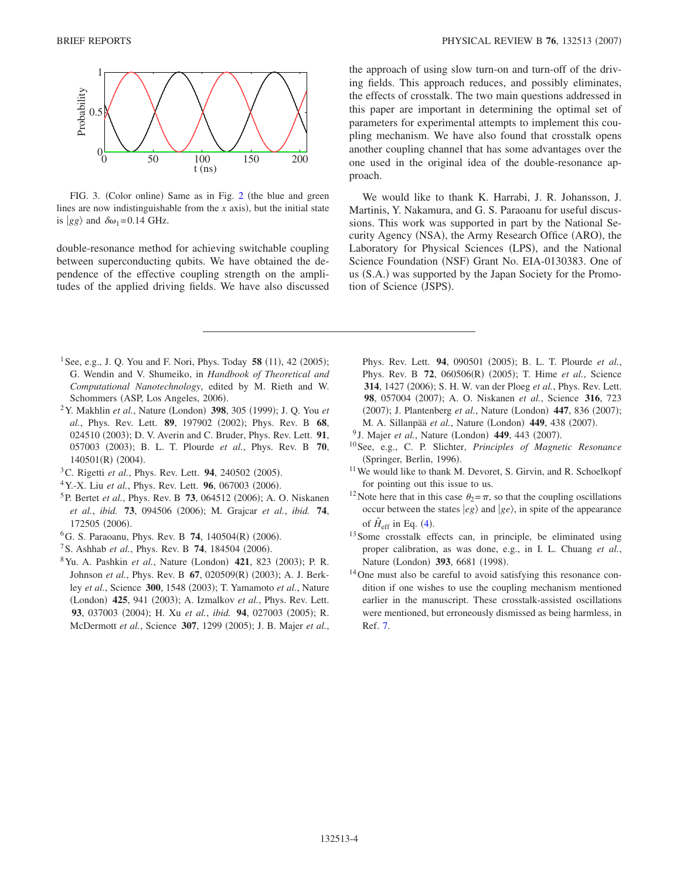Probability

1

0.5

0

0 50 100 150 200

t (ns)

FIG. 3. (Color online) Same as in Fig. 2 (the blue and green lines are now indistinguishable from the $x$ axis), but the initial state is $|gg\rangle$ and $\delta\omega_1 = 0.14$ GHz.

double-resonance method for achieving switchable coupling between superconducting qubits. We have obtained the dependence of the effective coupling strength on the amplitudes of the applied driving fields. We have also discussed the approach of using slow turn-on and turn-off of the driving fields. This approach reduces, and possibly eliminates, the effects of crosstalk. The two main questions addressed in this paper are important in determining the optimal set of parameters for experimental attempts to implement this coupling mechanism. We have also found that crosstalk opens another coupling channel that has some advantages over the one used in the original idea of the double-resonance approach.

We would like to thank K. Harrabi, J. R. Johansson, J. Martinis, Y. Nakamura, and G. S. Paraoanu for useful discussions. This work was supported in part by the National Security Agency (NSA), the Army Research Office (ARO), the Laboratory for Physical Sciences (LPS), and the National Science Foundation (NSF) Grant No. EIA-0130383. One of us (S.A.) was supported by the Japan Society for the Promotion of Science (JSPS).

---

[1] See, e.g., J. Q. You and F. Nori, Phys. Today **58** (11), 42 (2005); G. Wendin and V. Shumeiko, in *Handbook of Theoretical and Computational Nanotechnology*, edited by M. Rieth and W. Schommers (ASP, Los Angeles, 2006).

[2] Y. Makhlin *et al.*, Nature (London) **398**, 305 (1999); J. Q. You *et al.*, Phys. Rev. Lett. **89**, 197902 (2002); Phys. Rev. B **68**, 024510 (2003); D. V. Averin and C. Bruder, Phys. Rev. Lett. **91**, 057003 (2003); B. L. T. Plourde *et al.*, Phys. Rev. B **70**, 140501(R) (2004).

[3] C. Rigetti *et al.*, Phys. Rev. Lett. **94**, 240502 (2005).

[4] Y.-X. Liu *et al.*, Phys. Rev. Lett. **96**, 067003 (2006).

[5] P. Bertet *et al.*, Phys. Rev. B **73**, 064512 (2006); A. O. Niskanen *et al.*, *ibid.* **73**, 094506 (2006); M. Grajcar *et al.*, *ibid.* **74**, 172505 (2006).

[6] G. S. Paraoanu, Phys. Rev. B **74**, 140504(R) (2006).

[7] S. Ashhab *et al.*, Phys. Rev. B **74**, 184504 (2006).

[8] Yu. A. Pashkin *et al.*, Nature (London) **421**, 823 (2003); P. R. Johnson *et al.*, Phys. Rev. B **67**, 020509(R) (2003); A. J. Berkley *et al.*, Science **300**, 1548 (2003); T. Yamamoto *et al.*, Nature (London) **425**, 941 (2003); A. Izmalkov *et al.*, Phys. Rev. Lett. **93**, 037003 (2004); H. Xu *et al.*, *ibid.* **94**, 027003 (2005); R. McDermott *et al.*, Science **307**, 1299 (2005); J. B. Majer *et al.*, Phys. Rev. Lett. **94**, 090501 (2005); B. L. T. Plourde *et al.*, Phys. Rev. B **72**, 060506(R) (2005); T. Hime *et al.*, Science **314**, 1427 (2006); S. H. W. van der Ploeg *et al.*, Phys. Rev. Lett. **98**, 057004 (2007); A. O. Niskanen *et al.*, Science **316**, 723 (2007); J. Plantenberg *et al.*, Nature (London) **447**, 836 (2007); M. A. Sillanpää *et al.*, Nature (London) **449**, 438 (2007).

[9] J. Majer *et al.*, Nature (London) **449**, 443 (2007).

[10] See, e.g., C. P. Slichter, *Principles of Magnetic Resonance* (Springer, Berlin, 1996).

[11] We would like to thank M. Devoret, S. Girvin, and R. Schoelkopf for pointing out this issue to us.

[12] Note here that in this case $\theta_2 = \pi$, so that the coupling oscillations occur between the states $|eg\rangle$ and $|ge\rangle$, in spite of the appearance of $\hat{H}_{\rm eff}$ in Eq. (4).

[13] Some crosstalk effects can, in principle, be eliminated using proper calibration, as was done, e.g., in I. L. Chuang *et al.*, Nature (London) **393**, 6681 (1998).

[14] One must also be careful to avoid satisfying this resonance condition if one wishes to use the coupling mechanism mentioned earlier in the manuscript. These crosstalk-assisted oscillations were mentioned, but erroneously dismissed as being harmless, in Ref. 7.